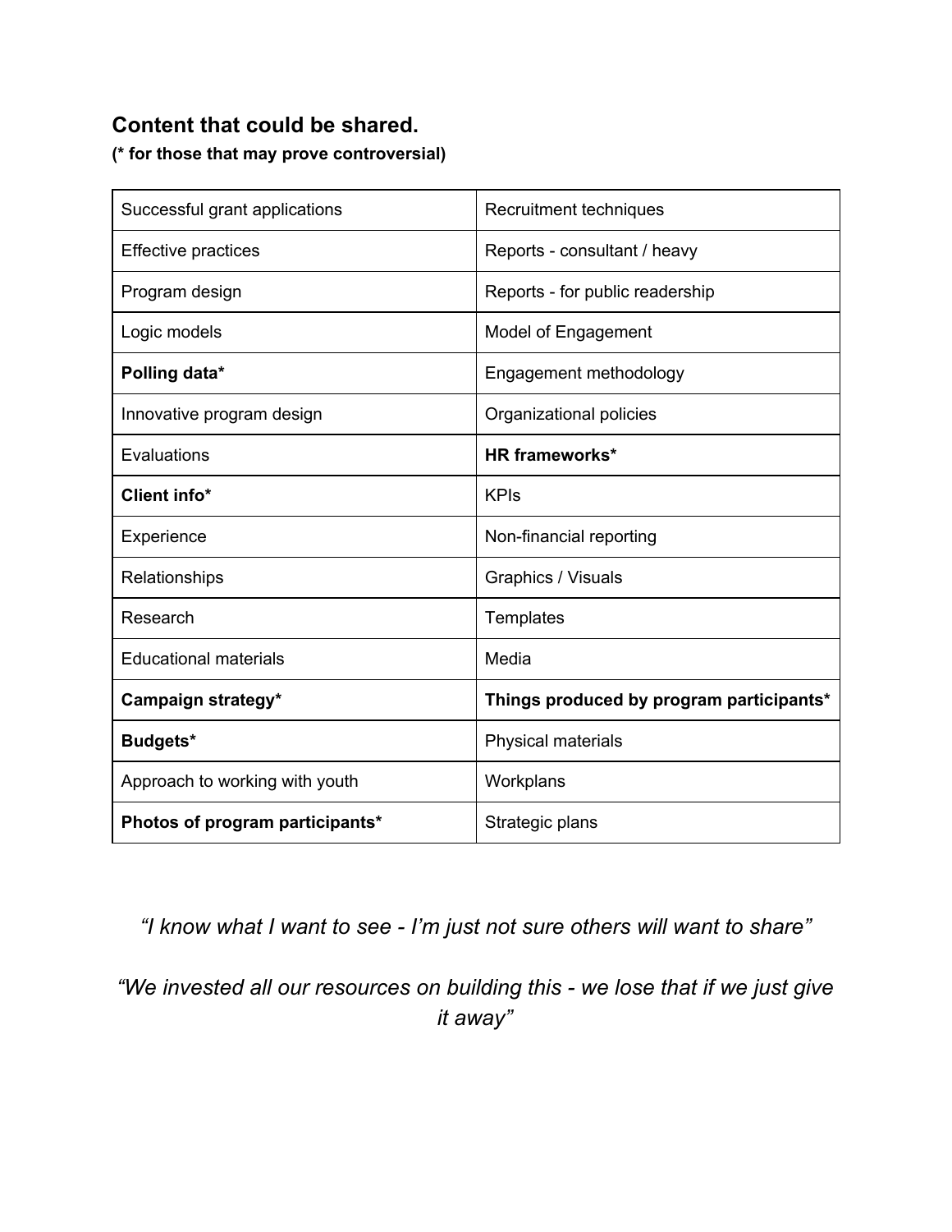## Content that could be shared.

**(* for those that may prove controversial)**

| | |
|---|---|
| Successful grant applications | Recruitment techniques |
| Effective practices | Reports - consultant / heavy |
| Program design | Reports - for public readership |
| Logic models | Model of Engagement |
| **Polling data*** | Engagement methodology |
| Innovative program design | Organizational policies |
| Evaluations | **HR frameworks*** |
| **Client info*** | KPIs |
| Experience | Non-financial reporting |
| Relationships | Graphics / Visuals |
| Research | Templates |
| Educational materials | Media |
| **Campaign strategy*** | **Things produced by program participants*** |
| **Budgets*** | Physical materials |
| Approach to working with youth | Workplans |
| **Photos of program participants*** | Strategic plans |

*"I know what I want to see - I'm just not sure others will want to share"*

*"We invested all our resources on building this - we lose that if we just give it away"*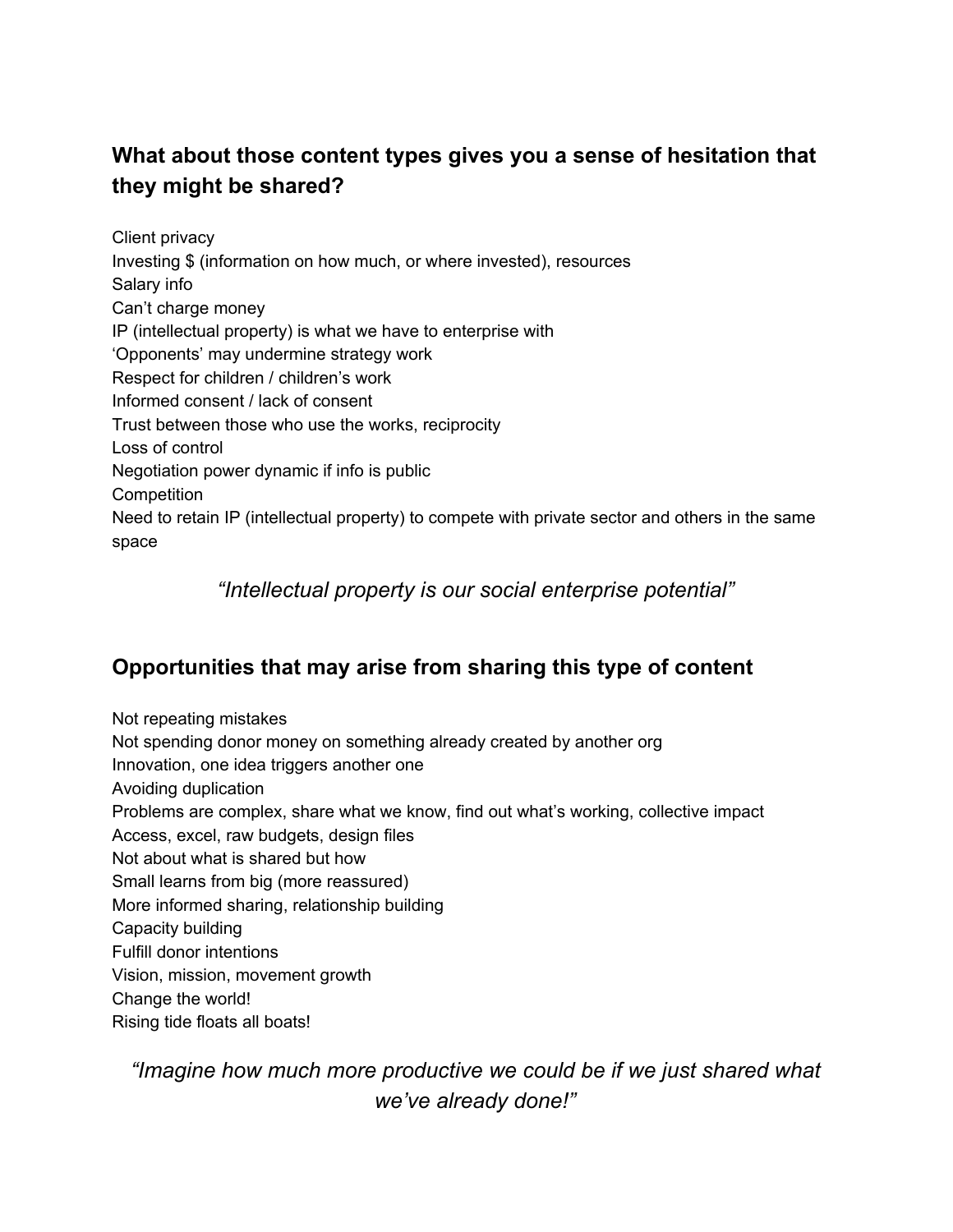## What about those content types gives you a sense of hesitation that they might be shared?

Client privacy
Investing $ (information on how much, or where invested), resources
Salary info
Can't charge money
IP (intellectual property) is what we have to enterprise with
'Opponents' may undermine strategy work
Respect for children / children's work
Informed consent / lack of consent
Trust between those who use the works, reciprocity
Loss of control
Negotiation power dynamic if info is public
Competition
Need to retain IP (intellectual property) to compete with private sector and others in the same space

*"Intellectual property is our social enterprise potential"*

## Opportunities that may arise from sharing this type of content

Not repeating mistakes
Not spending donor money on something already created by another org
Innovation, one idea triggers another one
Avoiding duplication
Problems are complex, share what we know, find out what's working, collective impact
Access, excel, raw budgets, design files
Not about what is shared but how
Small learns from big (more reassured)
More informed sharing, relationship building
Capacity building
Fulfill donor intentions
Vision, mission, movement growth
Change the world!
Rising tide floats all boats!

*"Imagine how much more productive we could be if we just shared what we've already done!"*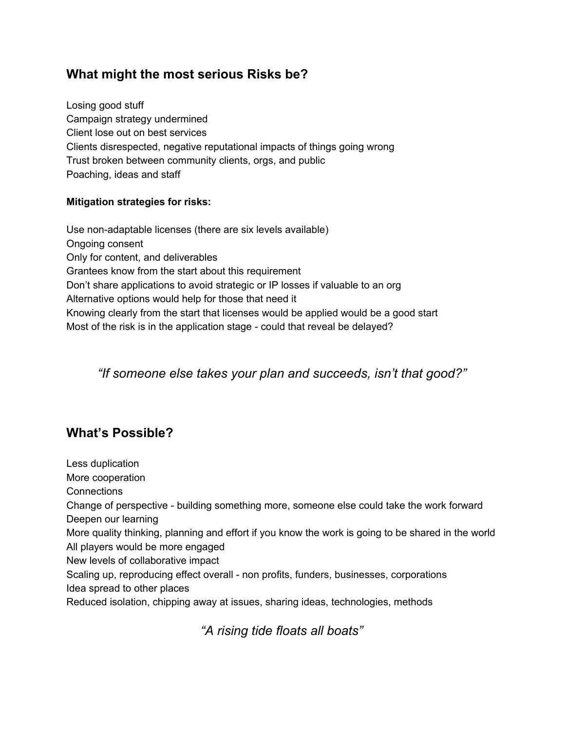## What might the most serious Risks be?

Losing good stuff
Campaign strategy undermined
Client lose out on best services
Clients disrespected, negative reputational impacts of things going wrong
Trust broken between community clients, orgs, and public
Poaching, ideas and staff

**Mitigation strategies for risks:**

Use non-adaptable licenses (there are six levels available)
Ongoing consent
Only for content, and deliverables
Grantees know from the start about this requirement
Don't share applications to avoid strategic or IP losses if valuable to an org
Alternative options would help for those that need it
Knowing clearly from the start that licenses would be applied would be a good start
Most of the risk is in the application stage - could that reveal be delayed?

*"If someone else takes your plan and succeeds, isn't that good?"*

## What's Possible?

Less duplication
More cooperation
Connections
Change of perspective - building something more, someone else could take the work forward
Deepen our learning
More quality thinking, planning and effort if you know the work is going to be shared in the world
All players would be more engaged
New levels of collaborative impact
Scaling up, reproducing effect overall - non profits, funders, businesses, corporations
Idea spread to other places
Reduced isolation, chipping away at issues, sharing ideas, technologies, methods

*"A rising tide floats all boats"*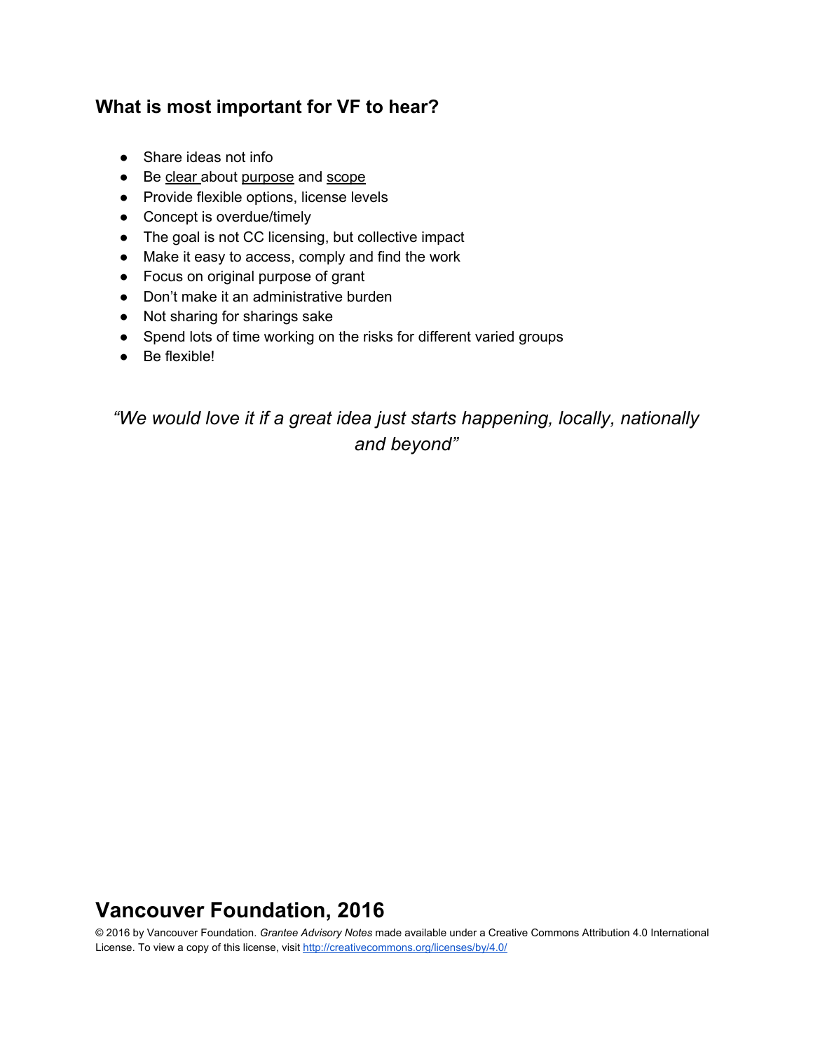### What is most important for VF to hear?

- Share ideas not info
- Be clear about purpose and scope
- Provide flexible options, license levels
- Concept is overdue/timely
- The goal is not CC licensing, but collective impact
- Make it easy to access, comply and find the work
- Focus on original purpose of grant
- Don't make it an administrative burden
- Not sharing for sharings sake
- Spend lots of time working on the risks for different varied groups
- Be flexible!

*"We would love it if a great idea just starts happening, locally, nationally and beyond"*

## Vancouver Foundation, 2016

© 2016 by Vancouver Foundation. *Grantee Advisory Notes* made available under a Creative Commons Attribution 4.0 International License. To view a copy of this license, visit http://creativecommons.org/licenses/by/4.0/